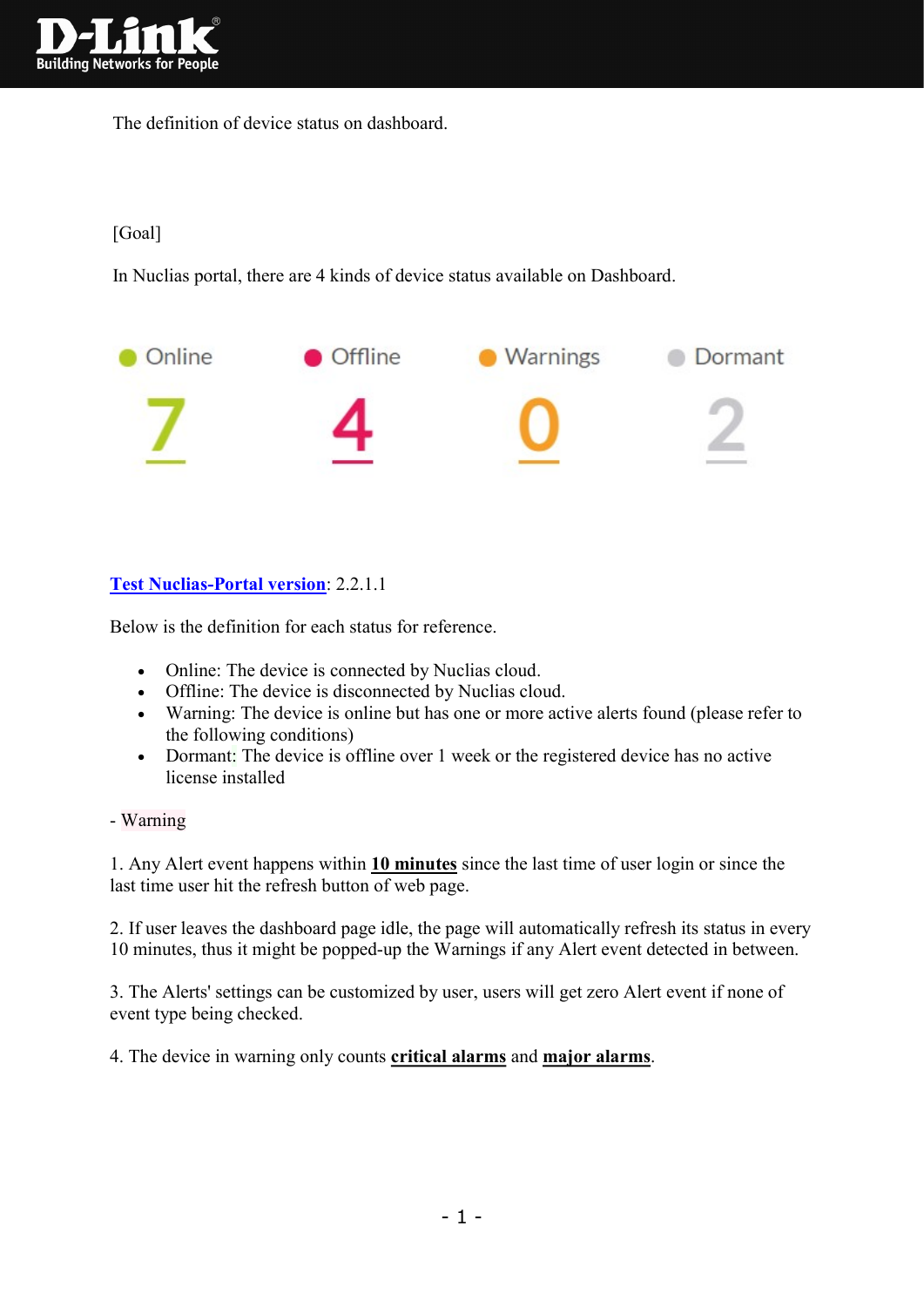The definition of device status on dashboard.

[Goal]

In Nuclias portal, there are 4 kinds of device status available on Dashboard.

| Online | Offline | Warnings | Dormant |
|---|---|---|---|
| 7 | 4 | 0 | 2 |

**Test Nuclias-Portal version**: 2.2.1.1

Below is the definition for each status for reference.

- Online: The device is connected by Nuclias cloud.
- Offline: The device is disconnected by Nuclias cloud.
- Warning: The device is online but has one or more active alerts found (please refer to the following conditions)
- Dormant: The device is offline over 1 week or the registered device has no active license installed

- Warning

1. Any Alert event happens within **10 minutes** since the last time of user login or since the last time user hit the refresh button of web page.

2. If user leaves the dashboard page idle, the page will automatically refresh its status in every 10 minutes, thus it might be popped-up the Warnings if any Alert event detected in between.

3. The Alerts' settings can be customized by user, users will get zero Alert event if none of event type being checked.

4. The device in warning only counts **critical alarms** and **major alarms**.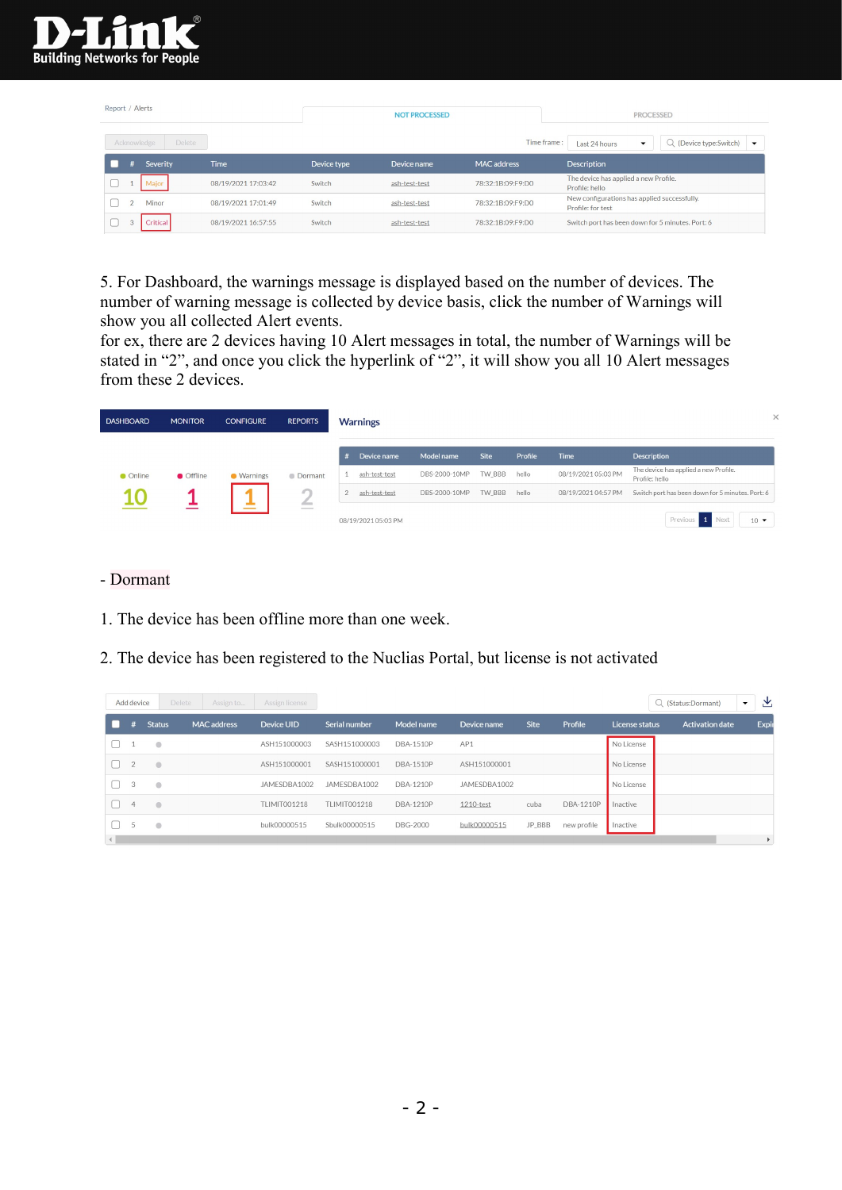Report / Alerts

NOT PROCESSED | PROCESSED

Acknowledge | Delete

Time frame : Last 24 hours | (Device type:Switch)

| # | Severity | Time | Device type | Device name | MAC address | Description |
|---|---|---|---|---|---|---|
| 1 | Major | 08/19/2021 17:03:42 | Switch | ash-test-test | 78:32:1B:09:F9:D0 | The device has applied a new Profile. Profile: hello |
| 2 | Minor | 08/19/2021 17:01:49 | Switch | ash-test-test | 78:32:1B:09:F9:D0 | New configurations has applied successfully. Profile: for test |
| 3 | Critical | 08/19/2021 16:57:55 | Switch | ash-test-test | 78:32:1B:09:F9:D0 | Switch port has been down for 5 minutes. Port: 6 |

5. For Dashboard, the warnings message is displayed based on the number of devices. The number of warning message is collected by device basis, click the number of Warnings will show you all collected Alert events.
for ex, there are 2 devices having 10 Alert messages in total, the number of Warnings will be stated in “2”, and once you click the hyperlink of “2”, it will show you all 10 Alert messages from these 2 devices.

DASHBOARD | MONITOR | CONFIGURE | REPORTS

| Online | Offline | Warnings | Dormant |
|---|---|---|---|
| 10 | 1 | 1 | 2 |

**Warnings**

| # | Device name | Model name | Site | Profile | Time | Description |
|---|---|---|---|---|---|---|
| 1 | ash-test-test | DBS-2000-10MP | TW_BBB | hello | 08/19/2021 05:03 PM | The device has applied a new Profile. Profile: hello |
| 2 | ash-test-test | DBS-2000-10MP | TW_BBB | hello | 08/19/2021 04:57 PM | Switch port has been down for 5 minutes. Port: 6 |

08/19/2021 05:03 PM

Previous 1 Next | 10

- Dormant

1. The device has been offline more than one week.

2. The device has been registered to the Nuclias Portal, but license is not activated

Add device | Delete | Assign to... | Assign license

(Status:Dormant)

| # | Status | MAC address | Device UID | Serial number | Model name | Device name | Site | Profile | License status | Activation date | Expi |
|---|---|---|---|---|---|---|---|---|---|---|---|
| 1 | ● | | ASH151000003 | SASH151000003 | DBA-1510P | AP1 | | | No License | | |
| 2 | ● | | ASH151000001 | SASH151000001 | DBA-1510P | ASH151000001 | | | No License | | |
| 3 | ● | | JAMESDBA1002 | JAMESDBA1002 | DBA-1210P | JAMESDBA1002 | | | No License | | |
| 4 | ● | | TLIMIT001218 | TLIMIT001218 | DBA-1210P | 1210-test | cuba | DBA-1210P | Inactive | | |
| 5 | ● | | bulk00000515 | Sbulk00000515 | DBG-2000 | bulk00000515 | JP_BBB | new profile | Inactive | | |